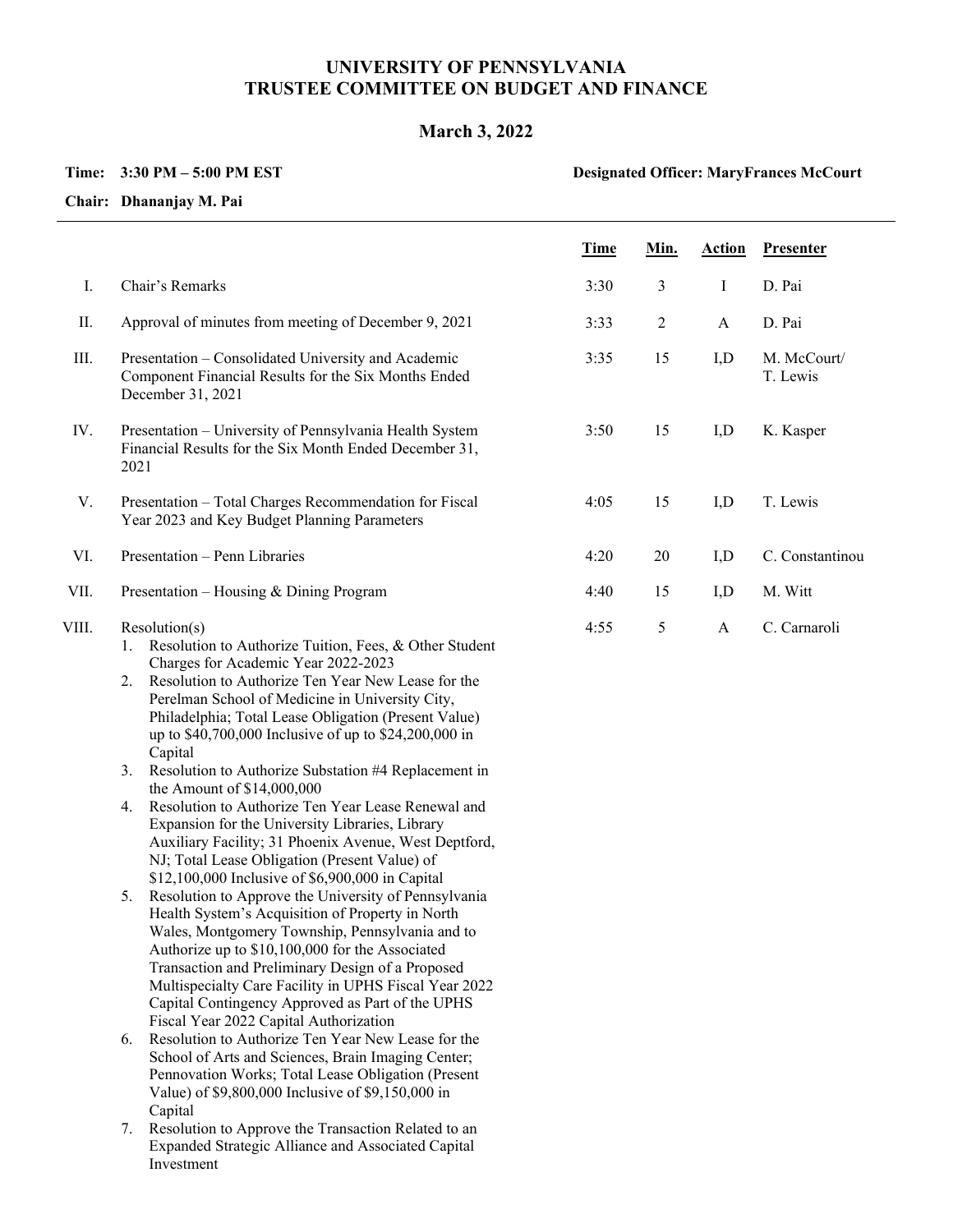# UNIVERSITY OF PENNSYLVANIA
# TRUSTEE COMMITTEE ON BUDGET AND FINANCE

## March 3, 2022

**Time: 3:30 PM – 5:00 PM EST** **Designated Officer: MaryFrances McCourt**

**Chair: Dhananjay M. Pai**

| | | Time | Min. | Action | Presenter |
|---|---|---|---|---|---|
| I. | Chair's Remarks | 3:30 | 3 | I | D. Pai |
| II. | Approval of minutes from meeting of December 9, 2021 | 3:33 | 2 | A | D. Pai |
| III. | Presentation – Consolidated University and Academic Component Financial Results for the Six Months Ended December 31, 2021 | 3:35 | 15 | I,D | M. McCourt/ T. Lewis |
| IV. | Presentation – University of Pennsylvania Health System Financial Results for the Six Month Ended December 31, 2021 | 3:50 | 15 | I,D | K. Kasper |
| V. | Presentation – Total Charges Recommendation for Fiscal Year 2023 and Key Budget Planning Parameters | 4:05 | 15 | I,D | T. Lewis |
| VI. | Presentation – Penn Libraries | 4:20 | 20 | I,D | C. Constantinou |
| VII. | Presentation – Housing & Dining Program | 4:40 | 15 | I,D | M. Witt |
| VIII. | Resolution(s)<br>1. Resolution to Authorize Tuition, Fees, & Other Student Charges for Academic Year 2022-2023<br>2. Resolution to Authorize Ten Year New Lease for the Perelman School of Medicine in University City, Philadelphia; Total Lease Obligation (Present Value) up to $40,700,000 Inclusive of up to $24,200,000 in Capital<br>3. Resolution to Authorize Substation #4 Replacement in the Amount of $14,000,000<br>4. Resolution to Authorize Ten Year Lease Renewal and Expansion for the University Libraries, Library Auxiliary Facility; 31 Phoenix Avenue, West Deptford, NJ; Total Lease Obligation (Present Value) of $12,100,000 Inclusive of $6,900,000 in Capital<br>5. Resolution to Approve the University of Pennsylvania Health System's Acquisition of Property in North Wales, Montgomery Township, Pennsylvania and to Authorize up to $10,100,000 for the Associated Transaction and Preliminary Design of a Proposed Multispecialty Care Facility in UPHS Fiscal Year 2022 Capital Contingency Approved as Part of the UPHS Fiscal Year 2022 Capital Authorization<br>6. Resolution to Authorize Ten Year New Lease for the School of Arts and Sciences, Brain Imaging Center; Pennovation Works; Total Lease Obligation (Present Value) of $9,800,000 Inclusive of $9,150,000 in Capital<br>7. Resolution to Approve the Transaction Related to an Expanded Strategic Alliance and Associated Capital Investment | 4:55 | 5 | A | C. Carnaroli |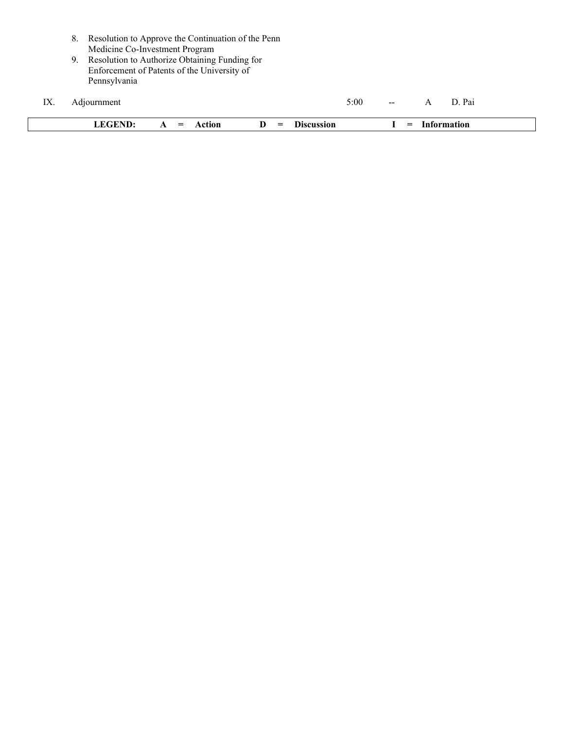8. Resolution to Approve the Continuation of the Penn Medicine Co-Investment Program
9. Resolution to Authorize Obtaining Funding for Enforcement of Patents of the University of Pennsylvania

| | | | | | |
|---|---|---|---|---|---|
| IX. | Adjournment | 5:00 | -- | A | D. Pai |

**LEGEND:** **A = Action** **D = Discussion** **I = Information**